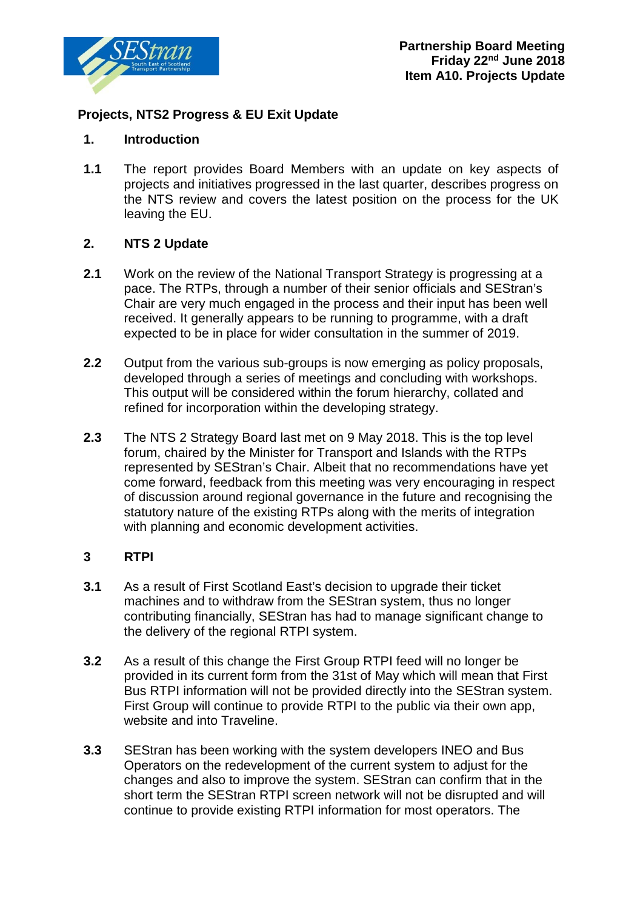Partnership Board Meeting
Friday 22nd June 2018
Item A10. Projects Update

## Projects, NTS2 Progress & EU Exit Update

### 1. Introduction

**1.1** The report provides Board Members with an update on key aspects of projects and initiatives progressed in the last quarter, describes progress on the NTS review and covers the latest position on the process for the UK leaving the EU.

### 2. NTS 2 Update

**2.1** Work on the review of the National Transport Strategy is progressing at a pace. The RTPs, through a number of their senior officials and SEStran's Chair are very much engaged in the process and their input has been well received. It generally appears to be running to programme, with a draft expected to be in place for wider consultation in the summer of 2019.

**2.2** Output from the various sub-groups is now emerging as policy proposals, developed through a series of meetings and concluding with workshops. This output will be considered within the forum hierarchy, collated and refined for incorporation within the developing strategy.

**2.3** The NTS 2 Strategy Board last met on 9 May 2018. This is the top level forum, chaired by the Minister for Transport and Islands with the RTPs represented by SEStran's Chair. Albeit that no recommendations have yet come forward, feedback from this meeting was very encouraging in respect of discussion around regional governance in the future and recognising the statutory nature of the existing RTPs along with the merits of integration with planning and economic development activities.

### 3 RTPI

**3.1** As a result of First Scotland East's decision to upgrade their ticket machines and to withdraw from the SEStran system, thus no longer contributing financially, SEStran has had to manage significant change to the delivery of the regional RTPI system.

**3.2** As a result of this change the First Group RTPI feed will no longer be provided in its current form from the 31st of May which will mean that First Bus RTPI information will not be provided directly into the SEStran system. First Group will continue to provide RTPI to the public via their own app, website and into Traveline.

**3.3** SEStran has been working with the system developers INEO and Bus Operators on the redevelopment of the current system to adjust for the changes and also to improve the system. SEStran can confirm that in the short term the SEStran RTPI screen network will not be disrupted and will continue to provide existing RTPI information for most operators. The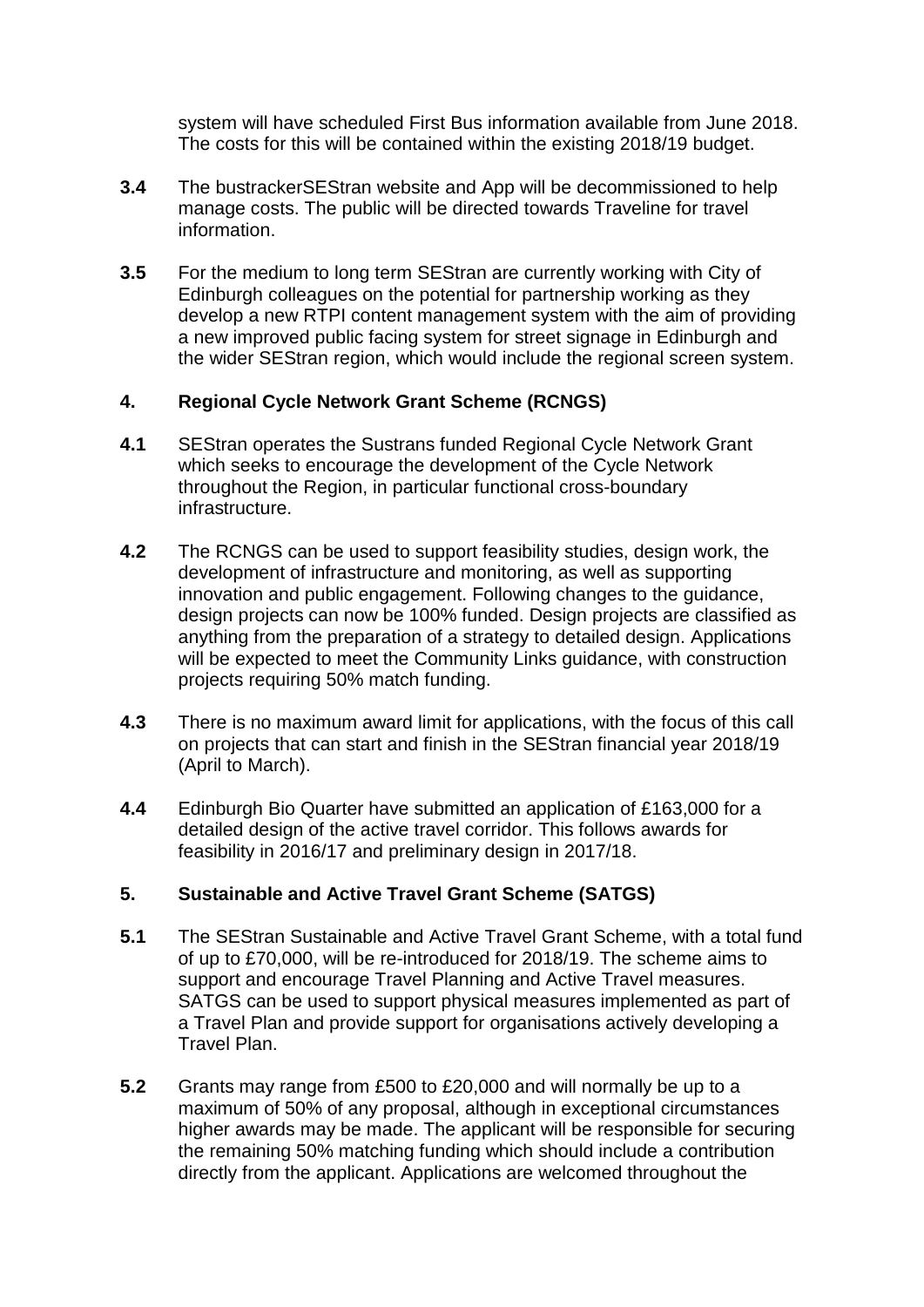system will have scheduled First Bus information available from June 2018. The costs for this will be contained within the existing 2018/19 budget.

**3.4** The bustrackerSEStran website and App will be decommissioned to help manage costs. The public will be directed towards Traveline for travel information.

**3.5** For the medium to long term SEStran are currently working with City of Edinburgh colleagues on the potential for partnership working as they develop a new RTPI content management system with the aim of providing a new improved public facing system for street signage in Edinburgh and the wider SEStran region, which would include the regional screen system.

## 4. Regional Cycle Network Grant Scheme (RCNGS)

**4.1** SEStran operates the Sustrans funded Regional Cycle Network Grant which seeks to encourage the development of the Cycle Network throughout the Region, in particular functional cross-boundary infrastructure.

**4.2** The RCNGS can be used to support feasibility studies, design work, the development of infrastructure and monitoring, as well as supporting innovation and public engagement. Following changes to the guidance, design projects can now be 100% funded. Design projects are classified as anything from the preparation of a strategy to detailed design. Applications will be expected to meet the Community Links guidance, with construction projects requiring 50% match funding.

**4.3** There is no maximum award limit for applications, with the focus of this call on projects that can start and finish in the SEStran financial year 2018/19 (April to March).

**4.4** Edinburgh Bio Quarter have submitted an application of £163,000 for a detailed design of the active travel corridor. This follows awards for feasibility in 2016/17 and preliminary design in 2017/18.

## 5. Sustainable and Active Travel Grant Scheme (SATGS)

**5.1** The SEStran Sustainable and Active Travel Grant Scheme, with a total fund of up to £70,000, will be re-introduced for 2018/19. The scheme aims to support and encourage Travel Planning and Active Travel measures. SATGS can be used to support physical measures implemented as part of a Travel Plan and provide support for organisations actively developing a Travel Plan.

**5.2** Grants may range from £500 to £20,000 and will normally be up to a maximum of 50% of any proposal, although in exceptional circumstances higher awards may be made. The applicant will be responsible for securing the remaining 50% matching funding which should include a contribution directly from the applicant. Applications are welcomed throughout the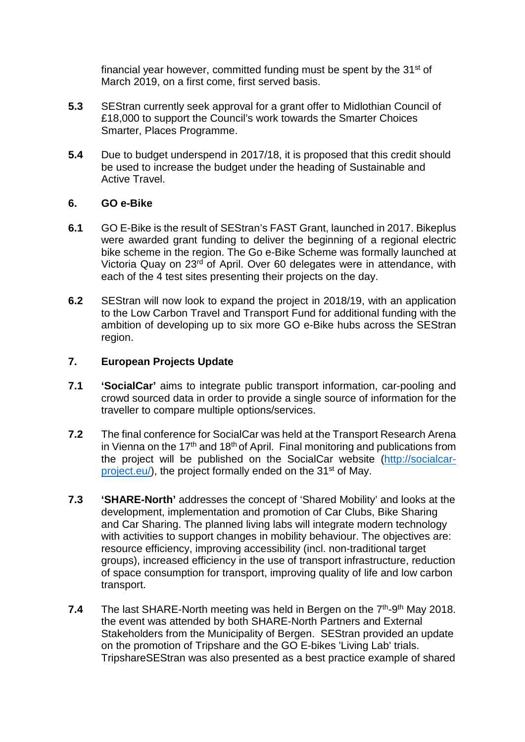financial year however, committed funding must be spent by the 31st of March 2019, on a first come, first served basis.

**5.3** SEStran currently seek approval for a grant offer to Midlothian Council of £18,000 to support the Council's work towards the Smarter Choices Smarter, Places Programme.

**5.4** Due to budget underspend in 2017/18, it is proposed that this credit should be used to increase the budget under the heading of Sustainable and Active Travel.

## 6. GO e-Bike

**6.1** GO E-Bike is the result of SEStran's FAST Grant, launched in 2017. Bikeplus were awarded grant funding to deliver the beginning of a regional electric bike scheme in the region. The Go e-Bike Scheme was formally launched at Victoria Quay on 23rd of April. Over 60 delegates were in attendance, with each of the 4 test sites presenting their projects on the day.

**6.2** SEStran will now look to expand the project in 2018/19, with an application to the Low Carbon Travel and Transport Fund for additional funding with the ambition of developing up to six more GO e-Bike hubs across the SEStran region.

## 7. European Projects Update

**7.1** **'SocialCar'** aims to integrate public transport information, car-pooling and crowd sourced data in order to provide a single source of information for the traveller to compare multiple options/services.

**7.2** The final conference for SocialCar was held at the Transport Research Arena in Vienna on the 17th and 18th of April. Final monitoring and publications from the project will be published on the SocialCar website (http://socialcar-project.eu/), the project formally ended on the 31st of May.

**7.3** **'SHARE-North'** addresses the concept of 'Shared Mobility' and looks at the development, implementation and promotion of Car Clubs, Bike Sharing and Car Sharing. The planned living labs will integrate modern technology with activities to support changes in mobility behaviour. The objectives are: resource efficiency, improving accessibility (incl. non-traditional target groups), increased efficiency in the use of transport infrastructure, reduction of space consumption for transport, improving quality of life and low carbon transport.

**7.4** The last SHARE-North meeting was held in Bergen on the 7th-9th May 2018. the event was attended by both SHARE-North Partners and External Stakeholders from the Municipality of Bergen. SEStran provided an update on the promotion of Tripshare and the GO E-bikes 'Living Lab' trials. TripshareSEStran was also presented as a best practice example of shared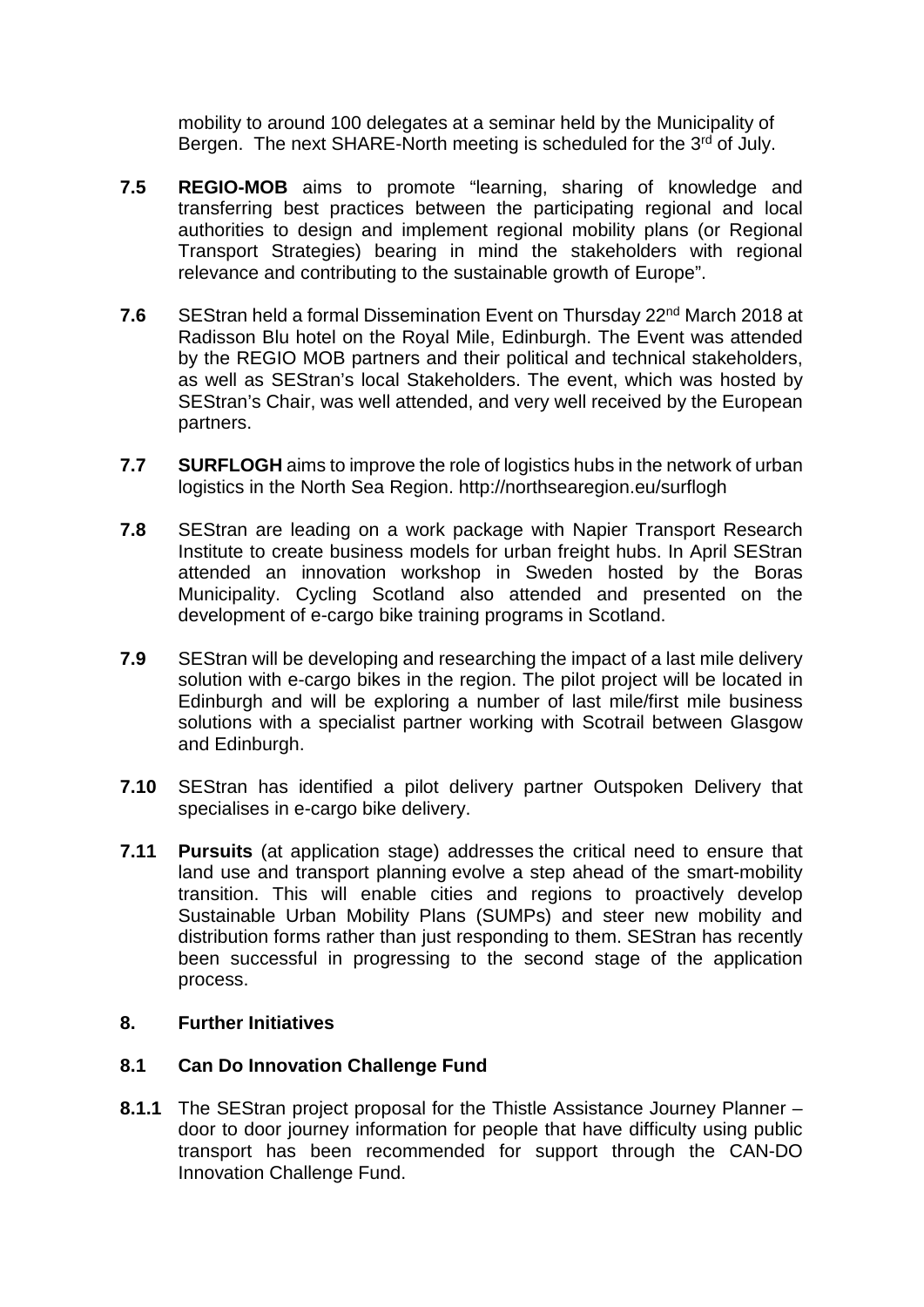mobility to around 100 delegates at a seminar held by the Municipality of Bergen. The next SHARE-North meeting is scheduled for the 3rd of July.

**7.5** **REGIO-MOB** aims to promote "learning, sharing of knowledge and transferring best practices between the participating regional and local authorities to design and implement regional mobility plans (or Regional Transport Strategies) bearing in mind the stakeholders with regional relevance and contributing to the sustainable growth of Europe".

**7.6** SEStran held a formal Dissemination Event on Thursday 22nd March 2018 at Radisson Blu hotel on the Royal Mile, Edinburgh. The Event was attended by the REGIO MOB partners and their political and technical stakeholders, as well as SEStran's local Stakeholders. The event, which was hosted by SEStran's Chair, was well attended, and very well received by the European partners.

**7.7** **SURFLOGH** aims to improve the role of logistics hubs in the network of urban logistics in the North Sea Region. http://northsearegion.eu/surflogh

**7.8** SEStran are leading on a work package with Napier Transport Research Institute to create business models for urban freight hubs. In April SEStran attended an innovation workshop in Sweden hosted by the Boras Municipality. Cycling Scotland also attended and presented on the development of e-cargo bike training programs in Scotland.

**7.9** SEStran will be developing and researching the impact of a last mile delivery solution with e-cargo bikes in the region. The pilot project will be located in Edinburgh and will be exploring a number of last mile/first mile business solutions with a specialist partner working with Scotrail between Glasgow and Edinburgh.

**7.10** SEStran has identified a pilot delivery partner Outspoken Delivery that specialises in e-cargo bike delivery.

**7.11** **Pursuits** (at application stage) addresses the critical need to ensure that land use and transport planning evolve a step ahead of the smart-mobility transition. This will enable cities and regions to proactively develop Sustainable Urban Mobility Plans (SUMPs) and steer new mobility and distribution forms rather than just responding to them. SEStran has recently been successful in progressing to the second stage of the application process.

## 8. Further Initiatives

### 8.1 Can Do Innovation Challenge Fund

**8.1.1** The SEStran project proposal for the Thistle Assistance Journey Planner – door to door journey information for people that have difficulty using public transport has been recommended for support through the CAN-DO Innovation Challenge Fund.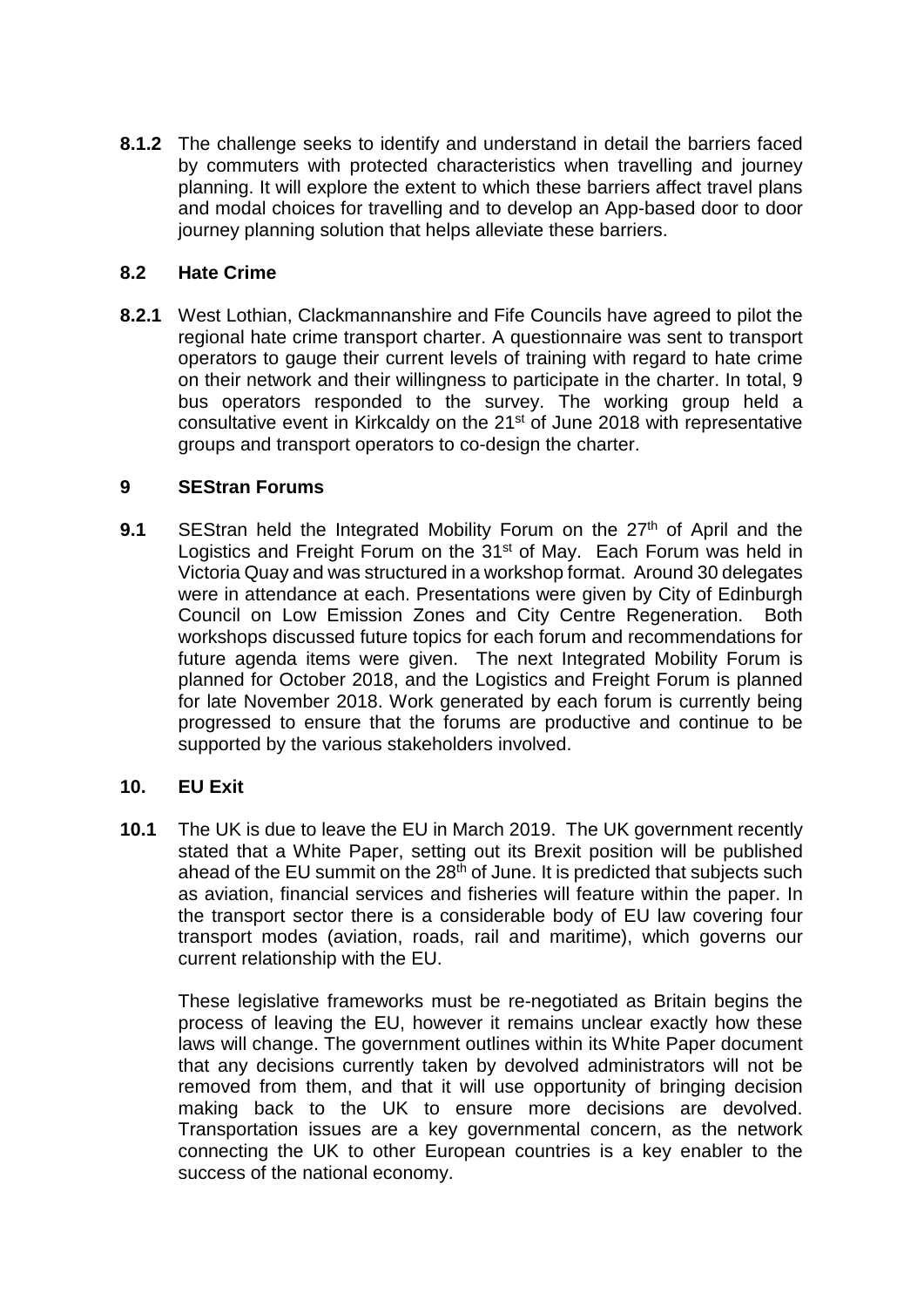**8.1.2** The challenge seeks to identify and understand in detail the barriers faced by commuters with protected characteristics when travelling and journey planning. It will explore the extent to which these barriers affect travel plans and modal choices for travelling and to develop an App-based door to door journey planning solution that helps alleviate these barriers.

### 8.2 Hate Crime

**8.2.1** West Lothian, Clackmannanshire and Fife Councils have agreed to pilot the regional hate crime transport charter. A questionnaire was sent to transport operators to gauge their current levels of training with regard to hate crime on their network and their willingness to participate in the charter. In total, 9 bus operators responded to the survey. The working group held a consultative event in Kirkcaldy on the 21st of June 2018 with representative groups and transport operators to co-design the charter.

## 9 SEStran Forums

**9.1** SEStran held the Integrated Mobility Forum on the 27th of April and the Logistics and Freight Forum on the 31st of May. Each Forum was held in Victoria Quay and was structured in a workshop format. Around 30 delegates were in attendance at each. Presentations were given by City of Edinburgh Council on Low Emission Zones and City Centre Regeneration. Both workshops discussed future topics for each forum and recommendations for future agenda items were given. The next Integrated Mobility Forum is planned for October 2018, and the Logistics and Freight Forum is planned for late November 2018. Work generated by each forum is currently being progressed to ensure that the forums are productive and continue to be supported by the various stakeholders involved.

## 10. EU Exit

**10.1** The UK is due to leave the EU in March 2019. The UK government recently stated that a White Paper, setting out its Brexit position will be published ahead of the EU summit on the 28th of June. It is predicted that subjects such as aviation, financial services and fisheries will feature within the paper. In the transport sector there is a considerable body of EU law covering four transport modes (aviation, roads, rail and maritime), which governs our current relationship with the EU.

These legislative frameworks must be re-negotiated as Britain begins the process of leaving the EU, however it remains unclear exactly how these laws will change. The government outlines within its White Paper document that any decisions currently taken by devolved administrators will not be removed from them, and that it will use opportunity of bringing decision making back to the UK to ensure more decisions are devolved. Transportation issues are a key governmental concern, as the network connecting the UK to other European countries is a key enabler to the success of the national economy.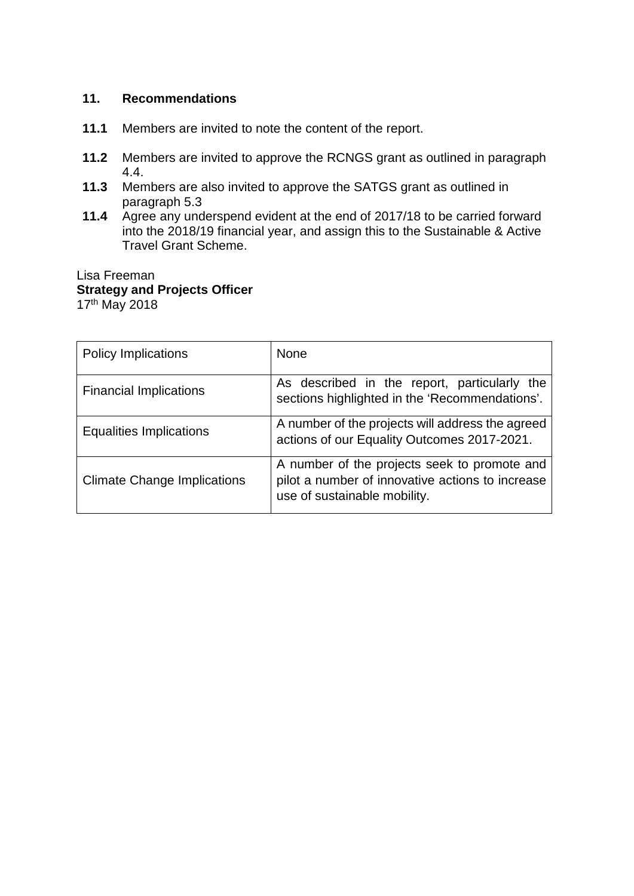## 11. Recommendations

**11.1** Members are invited to note the content of the report.

**11.2** Members are invited to approve the RCNGS grant as outlined in paragraph 4.4.

**11.3** Members are also invited to approve the SATGS grant as outlined in paragraph 5.3

**11.4** Agree any underspend evident at the end of 2017/18 to be carried forward into the 2018/19 financial year, and assign this to the Sustainable & Active Travel Grant Scheme.

Lisa Freeman
**Strategy and Projects Officer**
17th May 2018

| | |
|---|---|
| Policy Implications | None |
| Financial Implications | As described in the report, particularly the sections highlighted in the 'Recommendations'. |
| Equalities Implications | A number of the projects will address the agreed actions of our Equality Outcomes 2017-2021. |
| Climate Change Implications | A number of the projects seek to promote and pilot a number of innovative actions to increase use of sustainable mobility. |